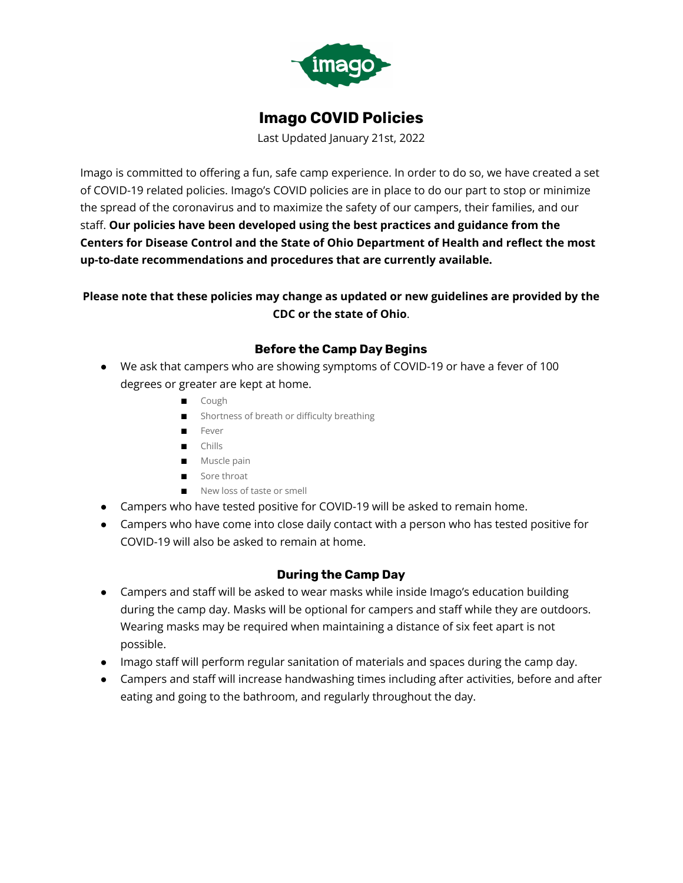# Imago COVID Policies

Last Updated January 21st, 2022

Imago is committed to offering a fun, safe camp experience. In order to do so, we have created a set of COVID-19 related policies. Imago's COVID policies are in place to do our part to stop or minimize the spread of the coronavirus and to maximize the safety of our campers, their families, and our staff. **Our policies have been developed using the best practices and guidance from the Centers for Disease Control and the State of Ohio Department of Health and reflect the most up-to-date recommendations and procedures that are currently available.**

**Please note that these policies may change as updated or new guidelines are provided by the CDC or the state of Ohio**.

## Before the Camp Day Begins

- We ask that campers who are showing symptoms of COVID-19 or have a fever of 100 degrees or greater are kept at home.
  - Cough
  - Shortness of breath or difficulty breathing
  - Fever
  - Chills
  - Muscle pain
  - Sore throat
  - New loss of taste or smell
- Campers who have tested positive for COVID-19 will be asked to remain home.
- Campers who have come into close daily contact with a person who has tested positive for COVID-19 will also be asked to remain at home.

## During the Camp Day

- Campers and staff will be asked to wear masks while inside Imago's education building during the camp day. Masks will be optional for campers and staff while they are outdoors. Wearing masks may be required when maintaining a distance of six feet apart is not possible.
- Imago staff will perform regular sanitation of materials and spaces during the camp day.
- Campers and staff will increase handwashing times including after activities, before and after eating and going to the bathroom, and regularly throughout the day.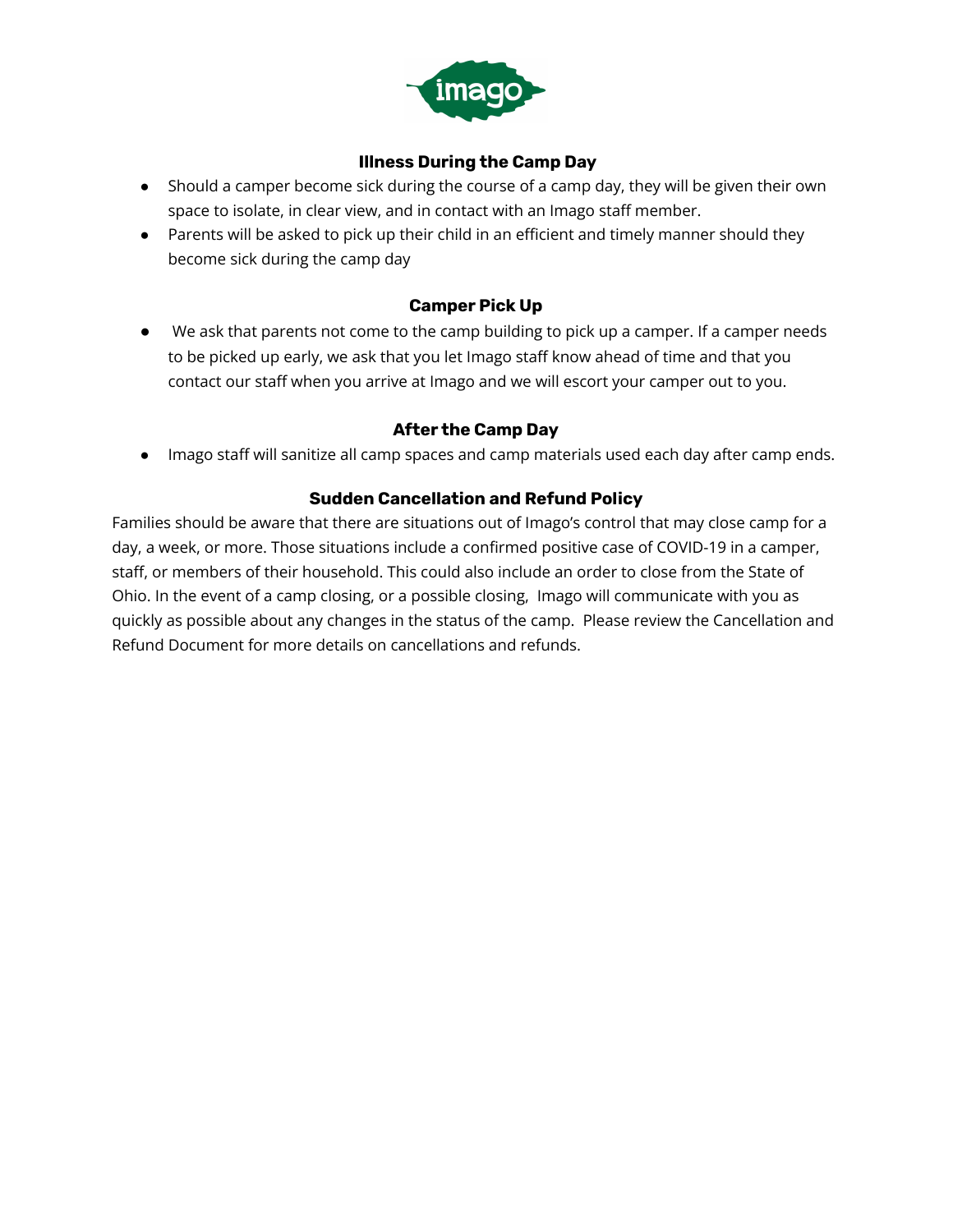### Illness During the Camp Day

- Should a camper become sick during the course of a camp day, they will be given their own space to isolate, in clear view, and in contact with an Imago staff member.
- Parents will be asked to pick up their child in an efficient and timely manner should they become sick during the camp day

### Camper Pick Up

- We ask that parents not come to the camp building to pick up a camper. If a camper needs to be picked up early, we ask that you let Imago staff know ahead of time and that you contact our staff when you arrive at Imago and we will escort your camper out to you.

### After the Camp Day

- Imago staff will sanitize all camp spaces and camp materials used each day after camp ends.

### Sudden Cancellation and Refund Policy

Families should be aware that there are situations out of Imago's control that may close camp for a day, a week, or more. Those situations include a confirmed positive case of COVID-19 in a camper, staff, or members of their household. This could also include an order to close from the State of Ohio. In the event of a camp closing, or a possible closing, Imago will communicate with you as quickly as possible about any changes in the status of the camp. Please review the Cancellation and Refund Document for more details on cancellations and refunds.